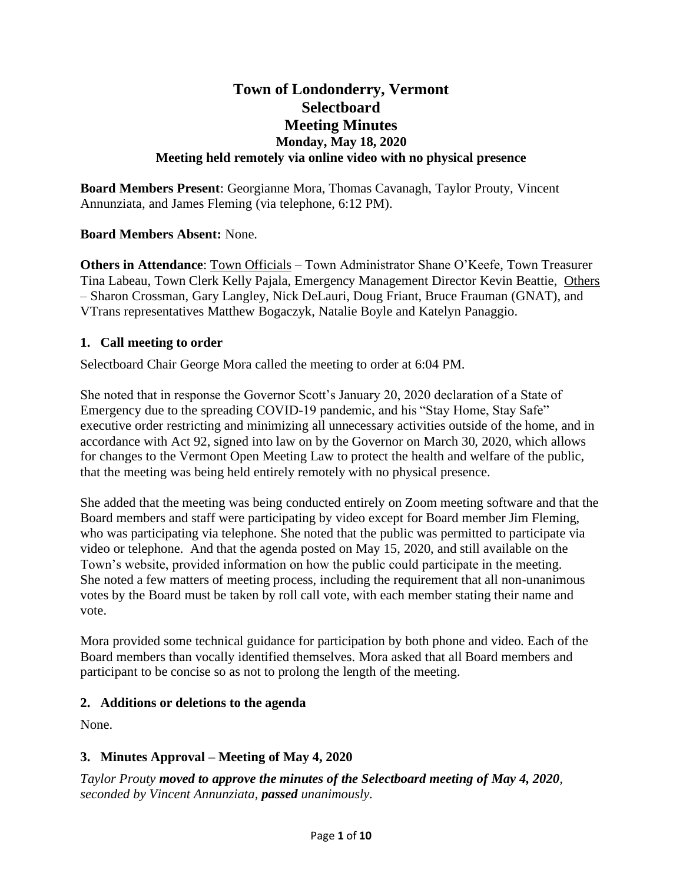# Town of Londonderry, Vermont
# Selectboard
# Meeting Minutes
### Monday, May 18, 2020
### Meeting held remotely via online video with no physical presence

**Board Members Present**: Georgianne Mora, Thomas Cavanagh, Taylor Prouty, Vincent Annunziata, and James Fleming (via telephone, 6:12 PM).

**Board Members Absent:** None.

**Others in Attendance**: Town Officials – Town Administrator Shane O'Keefe, Town Treasurer Tina Labeau, Town Clerk Kelly Pajala, Emergency Management Director Kevin Beattie, Others – Sharon Crossman, Gary Langley, Nick DeLauri, Doug Friant, Bruce Frauman (GNAT), and VTrans representatives Matthew Bogaczyk, Natalie Boyle and Katelyn Panaggio.

## 1. Call meeting to order

Selectboard Chair George Mora called the meeting to order at 6:04 PM.

She noted that in response the Governor Scott's January 20, 2020 declaration of a State of Emergency due to the spreading COVID-19 pandemic, and his "Stay Home, Stay Safe" executive order restricting and minimizing all unnecessary activities outside of the home, and in accordance with Act 92, signed into law on by the Governor on March 30, 2020, which allows for changes to the Vermont Open Meeting Law to protect the health and welfare of the public, that the meeting was being held entirely remotely with no physical presence.

She added that the meeting was being conducted entirely on Zoom meeting software and that the Board members and staff were participating by video except for Board member Jim Fleming, who was participating via telephone. She noted that the public was permitted to participate via video or telephone. And that the agenda posted on May 15, 2020, and still available on the Town's website, provided information on how the public could participate in the meeting. She noted a few matters of meeting process, including the requirement that all non-unanimous votes by the Board must be taken by roll call vote, with each member stating their name and vote.

Mora provided some technical guidance for participation by both phone and video. Each of the Board members than vocally identified themselves. Mora asked that all Board members and participant to be concise so as not to prolong the length of the meeting.

## 2. Additions or deletions to the agenda

None.

## 3. Minutes Approval – Meeting of May 4, 2020

*Taylor Prouty **moved to approve the minutes of the Selectboard meeting of May 4, 2020**, seconded by Vincent Annunziata, **passed** unanimously.*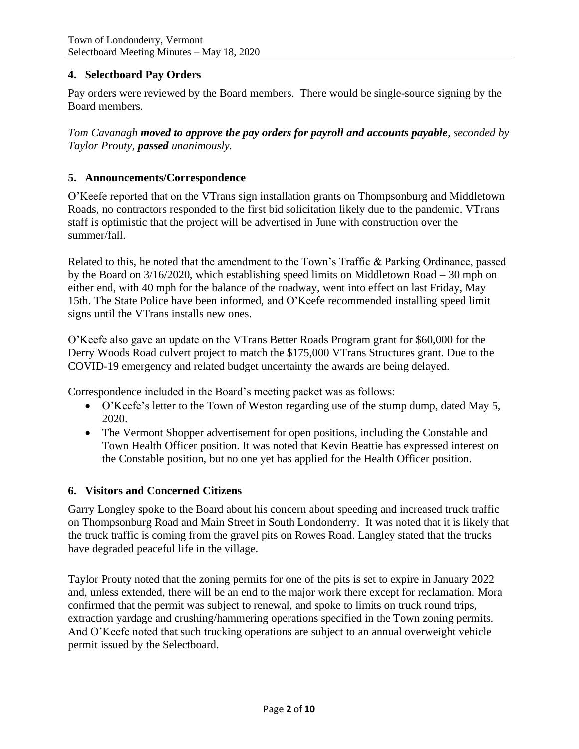## 4. Selectboard Pay Orders

Pay orders were reviewed by the Board members. There would be single-source signing by the Board members.

*Tom Cavanagh **moved to approve the pay orders for payroll and accounts payable**, seconded by Taylor Prouty, **passed** unanimously.*

## 5. Announcements/Correspondence

O'Keefe reported that on the VTrans sign installation grants on Thompsonburg and Middletown Roads, no contractors responded to the first bid solicitation likely due to the pandemic. VTrans staff is optimistic that the project will be advertised in June with construction over the summer/fall.

Related to this, he noted that the amendment to the Town's Traffic & Parking Ordinance, passed by the Board on 3/16/2020, which establishing speed limits on Middletown Road – 30 mph on either end, with 40 mph for the balance of the roadway, went into effect on last Friday, May 15th. The State Police have been informed, and O'Keefe recommended installing speed limit signs until the VTrans installs new ones.

O'Keefe also gave an update on the VTrans Better Roads Program grant for $60,000 for the Derry Woods Road culvert project to match the $175,000 VTrans Structures grant. Due to the COVID-19 emergency and related budget uncertainty the awards are being delayed.

Correspondence included in the Board's meeting packet was as follows:

- O'Keefe's letter to the Town of Weston regarding use of the stump dump, dated May 5, 2020.
- The Vermont Shopper advertisement for open positions, including the Constable and Town Health Officer position. It was noted that Kevin Beattie has expressed interest on the Constable position, but no one yet has applied for the Health Officer position.

## 6. Visitors and Concerned Citizens

Garry Longley spoke to the Board about his concern about speeding and increased truck traffic on Thompsonburg Road and Main Street in South Londonderry. It was noted that it is likely that the truck traffic is coming from the gravel pits on Rowes Road. Langley stated that the trucks have degraded peaceful life in the village.

Taylor Prouty noted that the zoning permits for one of the pits is set to expire in January 2022 and, unless extended, there will be an end to the major work there except for reclamation. Mora confirmed that the permit was subject to renewal, and spoke to limits on truck round trips, extraction yardage and crushing/hammering operations specified in the Town zoning permits. And O'Keefe noted that such trucking operations are subject to an annual overweight vehicle permit issued by the Selectboard.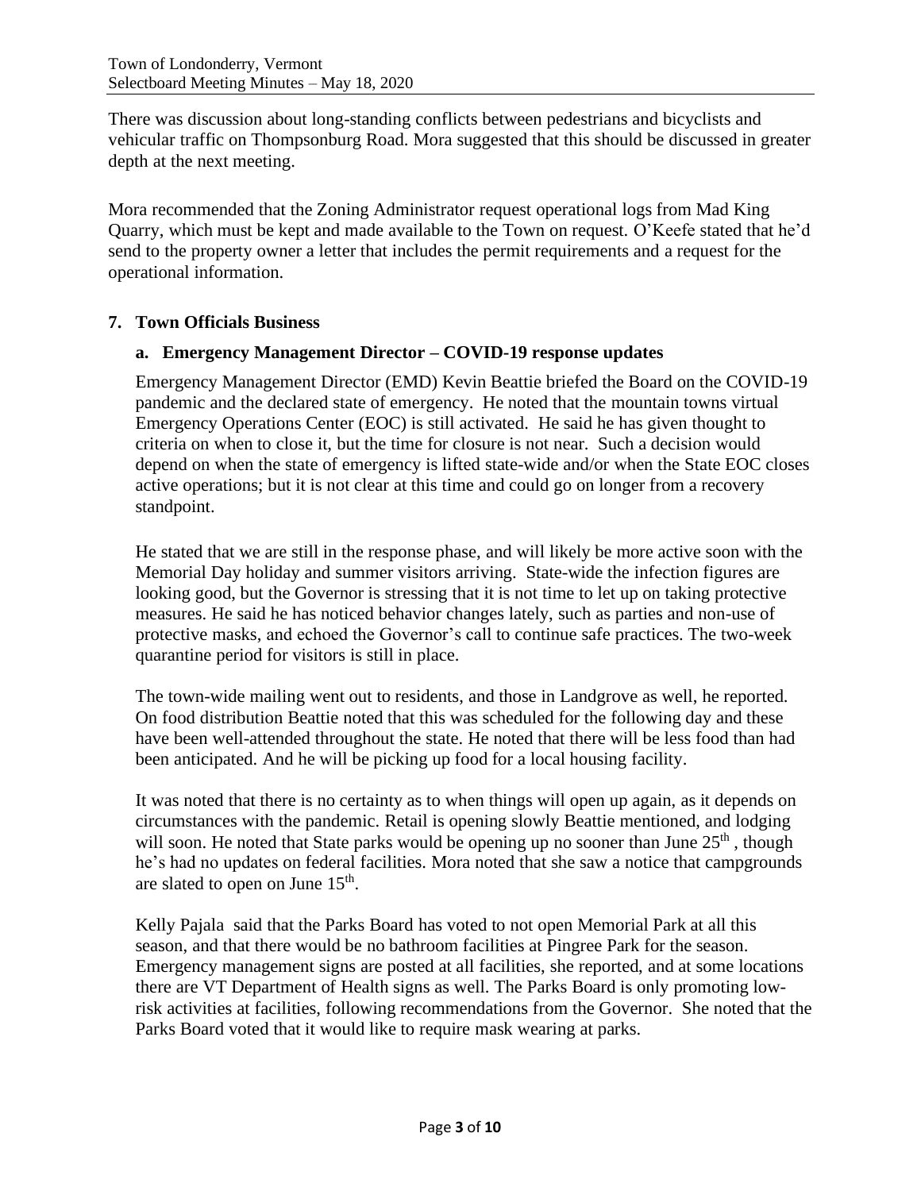There was discussion about long-standing conflicts between pedestrians and bicyclists and vehicular traffic on Thompsonburg Road. Mora suggested that this should be discussed in greater depth at the next meeting.

Mora recommended that the Zoning Administrator request operational logs from Mad King Quarry, which must be kept and made available to the Town on request. O'Keefe stated that he'd send to the property owner a letter that includes the permit requirements and a request for the operational information.

## 7. Town Officials Business

### a. Emergency Management Director – COVID-19 response updates

Emergency Management Director (EMD) Kevin Beattie briefed the Board on the COVID-19 pandemic and the declared state of emergency. He noted that the mountain towns virtual Emergency Operations Center (EOC) is still activated. He said he has given thought to criteria on when to close it, but the time for closure is not near. Such a decision would depend on when the state of emergency is lifted state-wide and/or when the State EOC closes active operations; but it is not clear at this time and could go on longer from a recovery standpoint.

He stated that we are still in the response phase, and will likely be more active soon with the Memorial Day holiday and summer visitors arriving. State-wide the infection figures are looking good, but the Governor is stressing that it is not time to let up on taking protective measures. He said he has noticed behavior changes lately, such as parties and non-use of protective masks, and echoed the Governor's call to continue safe practices. The two-week quarantine period for visitors is still in place.

The town-wide mailing went out to residents, and those in Landgrove as well, he reported. On food distribution Beattie noted that this was scheduled for the following day and these have been well-attended throughout the state. He noted that there will be less food than had been anticipated. And he will be picking up food for a local housing facility.

It was noted that there is no certainty as to when things will open up again, as it depends on circumstances with the pandemic. Retail is opening slowly Beattie mentioned, and lodging will soon. He noted that State parks would be opening up no sooner than June 25th , though he's had no updates on federal facilities. Mora noted that she saw a notice that campgrounds are slated to open on June 15th.

Kelly Pajala said that the Parks Board has voted to not open Memorial Park at all this season, and that there would be no bathroom facilities at Pingree Park for the season. Emergency management signs are posted at all facilities, she reported, and at some locations there are VT Department of Health signs as well. The Parks Board is only promoting low-risk activities at facilities, following recommendations from the Governor. She noted that the Parks Board voted that it would like to require mask wearing at parks.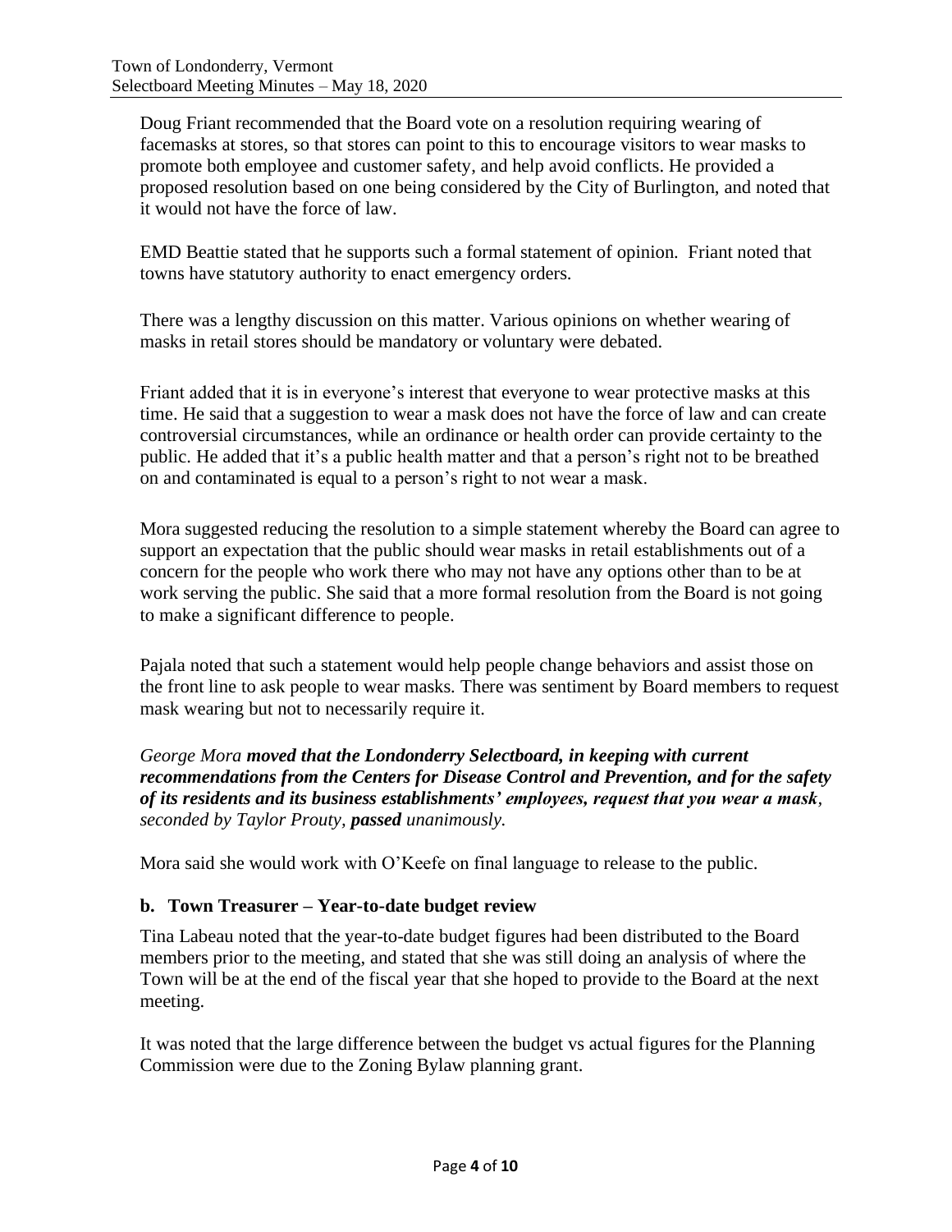Doug Friant recommended that the Board vote on a resolution requiring wearing of facemasks at stores, so that stores can point to this to encourage visitors to wear masks to promote both employee and customer safety, and help avoid conflicts. He provided a proposed resolution based on one being considered by the City of Burlington, and noted that it would not have the force of law.

EMD Beattie stated that he supports such a formal statement of opinion. Friant noted that towns have statutory authority to enact emergency orders.

There was a lengthy discussion on this matter. Various opinions on whether wearing of masks in retail stores should be mandatory or voluntary were debated.

Friant added that it is in everyone's interest that everyone to wear protective masks at this time. He said that a suggestion to wear a mask does not have the force of law and can create controversial circumstances, while an ordinance or health order can provide certainty to the public. He added that it's a public health matter and that a person's right not to be breathed on and contaminated is equal to a person's right to not wear a mask.

Mora suggested reducing the resolution to a simple statement whereby the Board can agree to support an expectation that the public should wear masks in retail establishments out of a concern for the people who work there who may not have any options other than to be at work serving the public. She said that a more formal resolution from the Board is not going to make a significant difference to people.

Pajala noted that such a statement would help people change behaviors and assist those on the front line to ask people to wear masks. There was sentiment by Board members to request mask wearing but not to necessarily require it.

*George Mora* ***moved that the Londonderry Selectboard, in keeping with current recommendations from the Centers for Disease Control and Prevention, and for the safety of its residents and its business establishments' employees, request that you wear a mask****, seconded by Taylor Prouty,* ***passed*** *unanimously.*

Mora said she would work with O'Keefe on final language to release to the public.

### b. Town Treasurer – Year-to-date budget review

Tina Labeau noted that the year-to-date budget figures had been distributed to the Board members prior to the meeting, and stated that she was still doing an analysis of where the Town will be at the end of the fiscal year that she hoped to provide to the Board at the next meeting.

It was noted that the large difference between the budget vs actual figures for the Planning Commission were due to the Zoning Bylaw planning grant.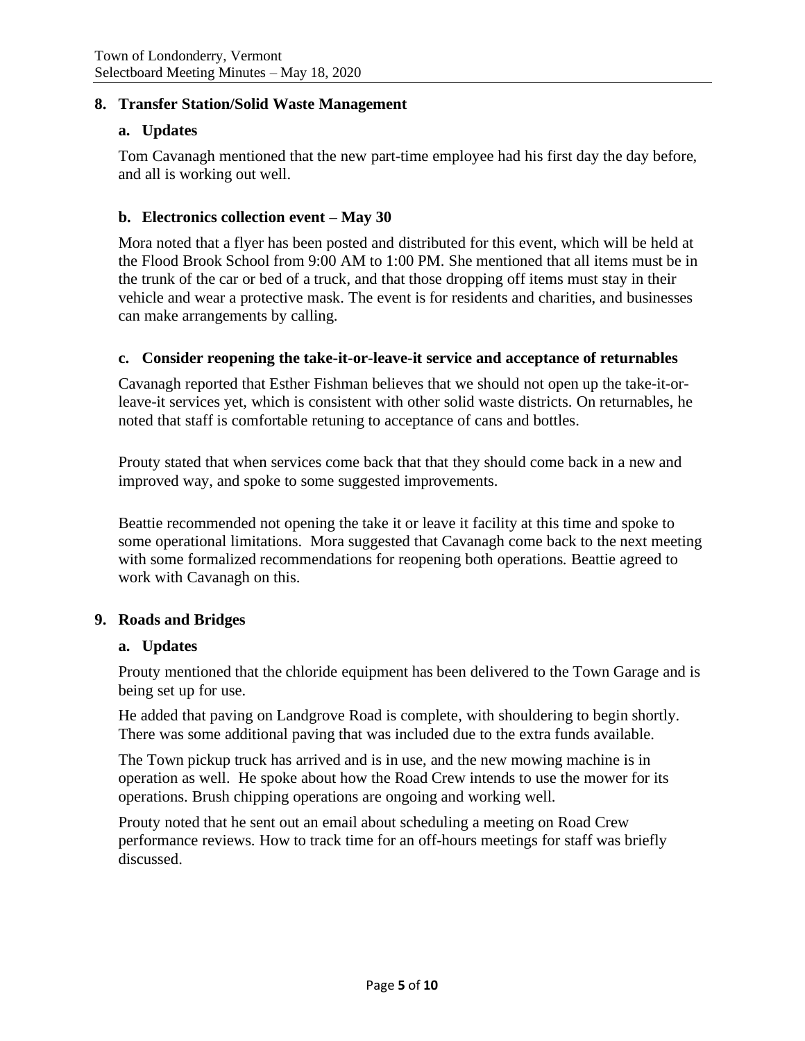## 8. Transfer Station/Solid Waste Management

### a. Updates

Tom Cavanagh mentioned that the new part-time employee had his first day the day before, and all is working out well.

### b. Electronics collection event – May 30

Mora noted that a flyer has been posted and distributed for this event, which will be held at the Flood Brook School from 9:00 AM to 1:00 PM. She mentioned that all items must be in the trunk of the car or bed of a truck, and that those dropping off items must stay in their vehicle and wear a protective mask. The event is for residents and charities, and businesses can make arrangements by calling.

### c. Consider reopening the take-it-or-leave-it service and acceptance of returnables

Cavanagh reported that Esther Fishman believes that we should not open up the take-it-or-leave-it services yet, which is consistent with other solid waste districts. On returnables, he noted that staff is comfortable retuning to acceptance of cans and bottles.

Prouty stated that when services come back that that they should come back in a new and improved way, and spoke to some suggested improvements.

Beattie recommended not opening the take it or leave it facility at this time and spoke to some operational limitations. Mora suggested that Cavanagh come back to the next meeting with some formalized recommendations for reopening both operations. Beattie agreed to work with Cavanagh on this.

## 9. Roads and Bridges

### a. Updates

Prouty mentioned that the chloride equipment has been delivered to the Town Garage and is being set up for use.

He added that paving on Landgrove Road is complete, with shouldering to begin shortly. There was some additional paving that was included due to the extra funds available.

The Town pickup truck has arrived and is in use, and the new mowing machine is in operation as well. He spoke about how the Road Crew intends to use the mower for its operations. Brush chipping operations are ongoing and working well.

Prouty noted that he sent out an email about scheduling a meeting on Road Crew performance reviews. How to track time for an off-hours meetings for staff was briefly discussed.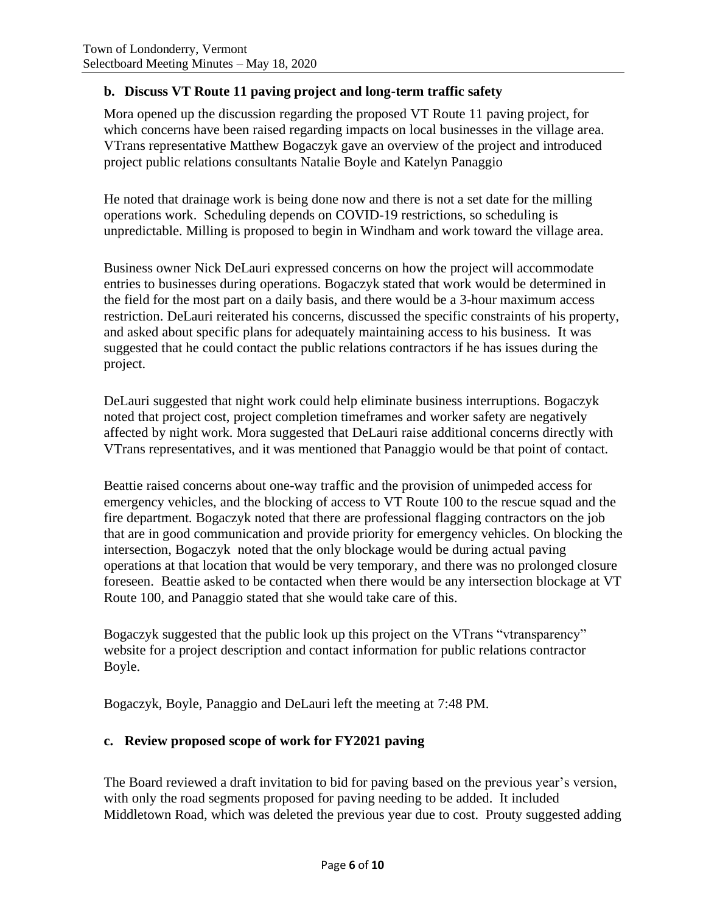### b. Discuss VT Route 11 paving project and long-term traffic safety

Mora opened up the discussion regarding the proposed VT Route 11 paving project, for which concerns have been raised regarding impacts on local businesses in the village area. VTrans representative Matthew Bogaczyk gave an overview of the project and introduced project public relations consultants Natalie Boyle and Katelyn Panaggio

He noted that drainage work is being done now and there is not a set date for the milling operations work. Scheduling depends on COVID-19 restrictions, so scheduling is unpredictable. Milling is proposed to begin in Windham and work toward the village area.

Business owner Nick DeLauri expressed concerns on how the project will accommodate entries to businesses during operations. Bogaczyk stated that work would be determined in the field for the most part on a daily basis, and there would be a 3-hour maximum access restriction. DeLauri reiterated his concerns, discussed the specific constraints of his property, and asked about specific plans for adequately maintaining access to his business. It was suggested that he could contact the public relations contractors if he has issues during the project.

DeLauri suggested that night work could help eliminate business interruptions. Bogaczyk noted that project cost, project completion timeframes and worker safety are negatively affected by night work. Mora suggested that DeLauri raise additional concerns directly with VTrans representatives, and it was mentioned that Panaggio would be that point of contact.

Beattie raised concerns about one-way traffic and the provision of unimpeded access for emergency vehicles, and the blocking of access to VT Route 100 to the rescue squad and the fire department. Bogaczyk noted that there are professional flagging contractors on the job that are in good communication and provide priority for emergency vehicles. On blocking the intersection, Bogaczyk noted that the only blockage would be during actual paving operations at that location that would be very temporary, and there was no prolonged closure foreseen. Beattie asked to be contacted when there would be any intersection blockage at VT Route 100, and Panaggio stated that she would take care of this.

Bogaczyk suggested that the public look up this project on the VTrans "vtransparency" website for a project description and contact information for public relations contractor Boyle.

Bogaczyk, Boyle, Panaggio and DeLauri left the meeting at 7:48 PM.

### c. Review proposed scope of work for FY2021 paving

The Board reviewed a draft invitation to bid for paving based on the previous year's version, with only the road segments proposed for paving needing to be added. It included Middletown Road, which was deleted the previous year due to cost. Prouty suggested adding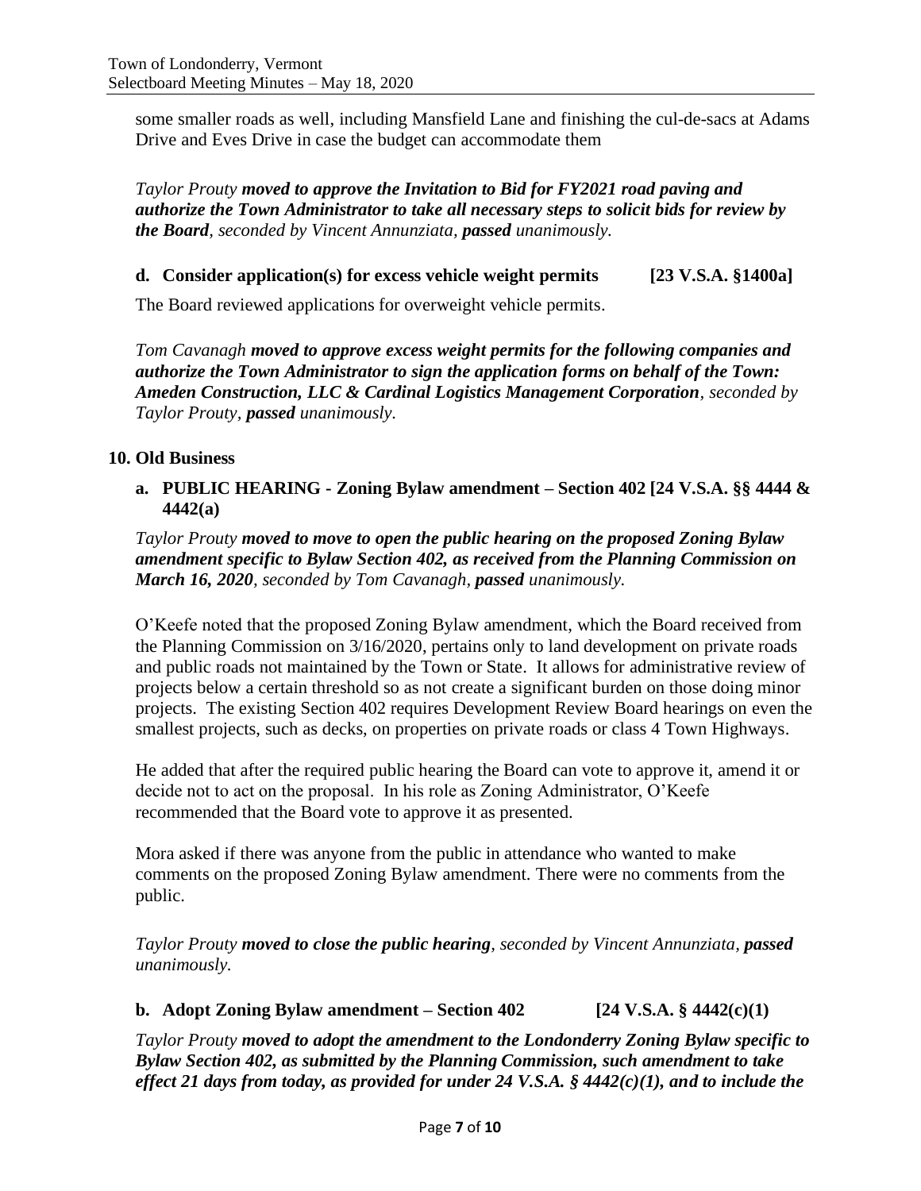some smaller roads as well, including Mansfield Lane and finishing the cul-de-sacs at Adams Drive and Eves Drive in case the budget can accommodate them

*Taylor Prouty* ***moved to approve the Invitation to Bid for FY2021 road paving and authorize the Town Administrator to take all necessary steps to solicit bids for review by the Board****, seconded by Vincent Annunziata,* ***passed*** *unanimously.*

### d. Consider application(s) for excess vehicle weight permits [23 V.S.A. §1400a]

The Board reviewed applications for overweight vehicle permits.

*Tom Cavanagh* ***moved to approve excess weight permits for the following companies and authorize the Town Administrator to sign the application forms on behalf of the Town: Ameden Construction, LLC & Cardinal Logistics Management Corporation****, seconded by Taylor Prouty,* ***passed*** *unanimously.*

## 10. Old Business

### a. PUBLIC HEARING - Zoning Bylaw amendment – Section 402 [24 V.S.A. §§ 4444 & 4442(a)

*Taylor Prouty* ***moved to move to open the public hearing on the proposed Zoning Bylaw amendment specific to Bylaw Section 402, as received from the Planning Commission on March 16, 2020****, seconded by Tom Cavanagh,* ***passed*** *unanimously.*

O'Keefe noted that the proposed Zoning Bylaw amendment, which the Board received from the Planning Commission on 3/16/2020, pertains only to land development on private roads and public roads not maintained by the Town or State. It allows for administrative review of projects below a certain threshold so as not create a significant burden on those doing minor projects. The existing Section 402 requires Development Review Board hearings on even the smallest projects, such as decks, on properties on private roads or class 4 Town Highways.

He added that after the required public hearing the Board can vote to approve it, amend it or decide not to act on the proposal. In his role as Zoning Administrator, O'Keefe recommended that the Board vote to approve it as presented.

Mora asked if there was anyone from the public in attendance who wanted to make comments on the proposed Zoning Bylaw amendment. There were no comments from the public.

*Taylor Prouty* ***moved to close the public hearing****, seconded by Vincent Annunziata,* ***passed*** *unanimously.*

### b. Adopt Zoning Bylaw amendment – Section 402 [24 V.S.A. § 4442(c)(1)

*Taylor Prouty* ***moved to adopt the amendment to the Londonderry Zoning Bylaw specific to Bylaw Section 402, as submitted by the Planning Commission, such amendment to take effect 21 days from today, as provided for under 24 V.S.A. § 4442(c)(1), and to include the***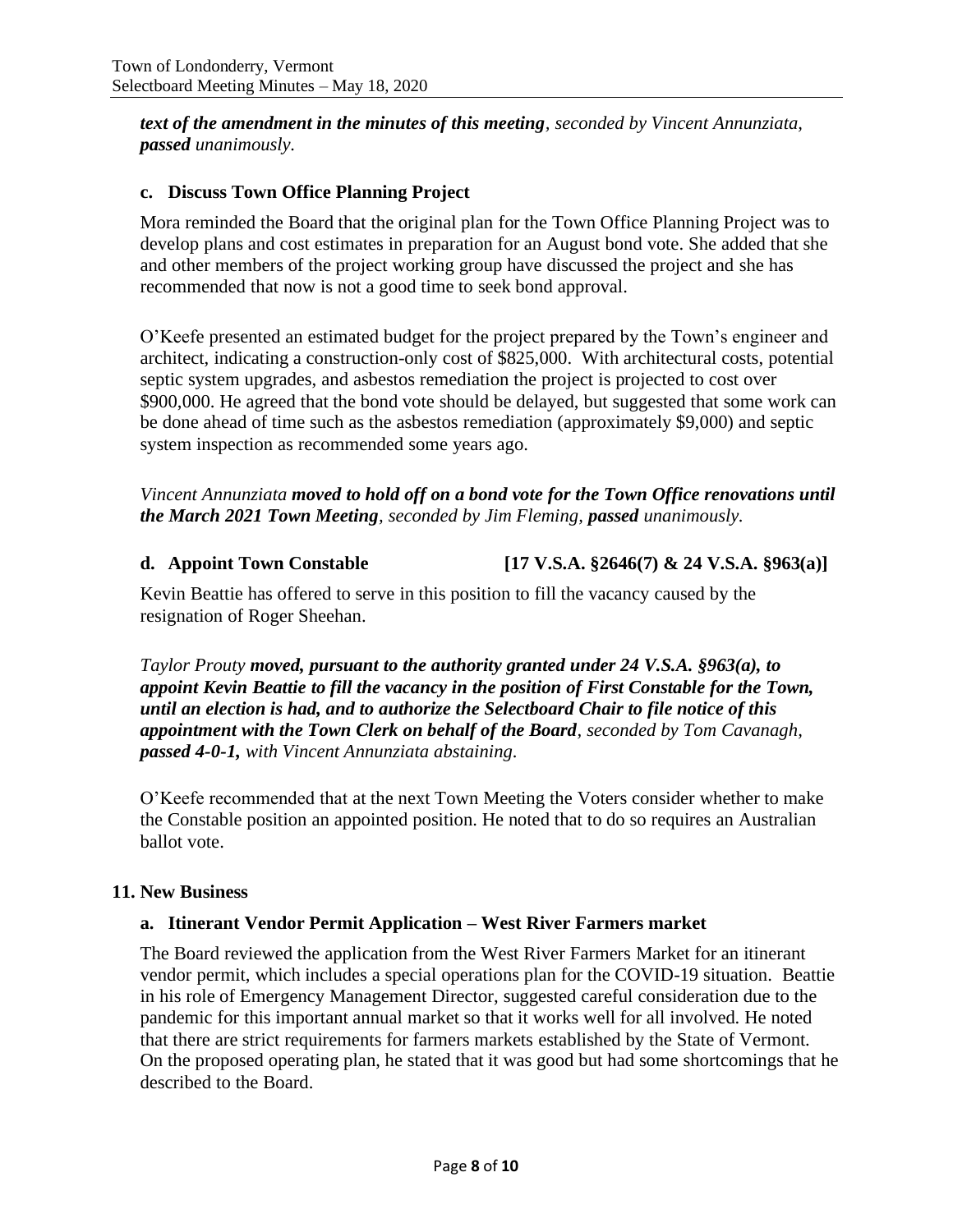***text of the amendment in the minutes of this meeting**, seconded by Vincent Annunziata, **passed** unanimously.*

### c. Discuss Town Office Planning Project

Mora reminded the Board that the original plan for the Town Office Planning Project was to develop plans and cost estimates in preparation for an August bond vote. She added that she and other members of the project working group have discussed the project and she has recommended that now is not a good time to seek bond approval.

O'Keefe presented an estimated budget for the project prepared by the Town's engineer and architect, indicating a construction-only cost of $825,000. With architectural costs, potential septic system upgrades, and asbestos remediation the project is projected to cost over $900,000. He agreed that the bond vote should be delayed, but suggested that some work can be done ahead of time such as the asbestos remediation (approximately $9,000) and septic system inspection as recommended some years ago.

*Vincent Annunziata **moved to hold off on a bond vote for the Town Office renovations until the March 2021 Town Meeting**, seconded by Jim Fleming, **passed** unanimously.*

### d. Appoint Town Constable [17 V.S.A. §2646(7) & 24 V.S.A. §963(a)]

Kevin Beattie has offered to serve in this position to fill the vacancy caused by the resignation of Roger Sheehan.

*Taylor Prouty **moved, pursuant to the authority granted under 24 V.S.A. §963(a), to appoint Kevin Beattie to fill the vacancy in the position of First Constable for the Town, until an election is had, and to authorize the Selectboard Chair to file notice of this appointment with the Town Clerk on behalf of the Board**, seconded by Tom Cavanagh, **passed 4-0-1,** with Vincent Annunziata abstaining.*

O'Keefe recommended that at the next Town Meeting the Voters consider whether to make the Constable position an appointed position. He noted that to do so requires an Australian ballot vote.

## 11. New Business

### a. Itinerant Vendor Permit Application – West River Farmers market

The Board reviewed the application from the West River Farmers Market for an itinerant vendor permit, which includes a special operations plan for the COVID-19 situation. Beattie in his role of Emergency Management Director, suggested careful consideration due to the pandemic for this important annual market so that it works well for all involved. He noted that there are strict requirements for farmers markets established by the State of Vermont. On the proposed operating plan, he stated that it was good but had some shortcomings that he described to the Board.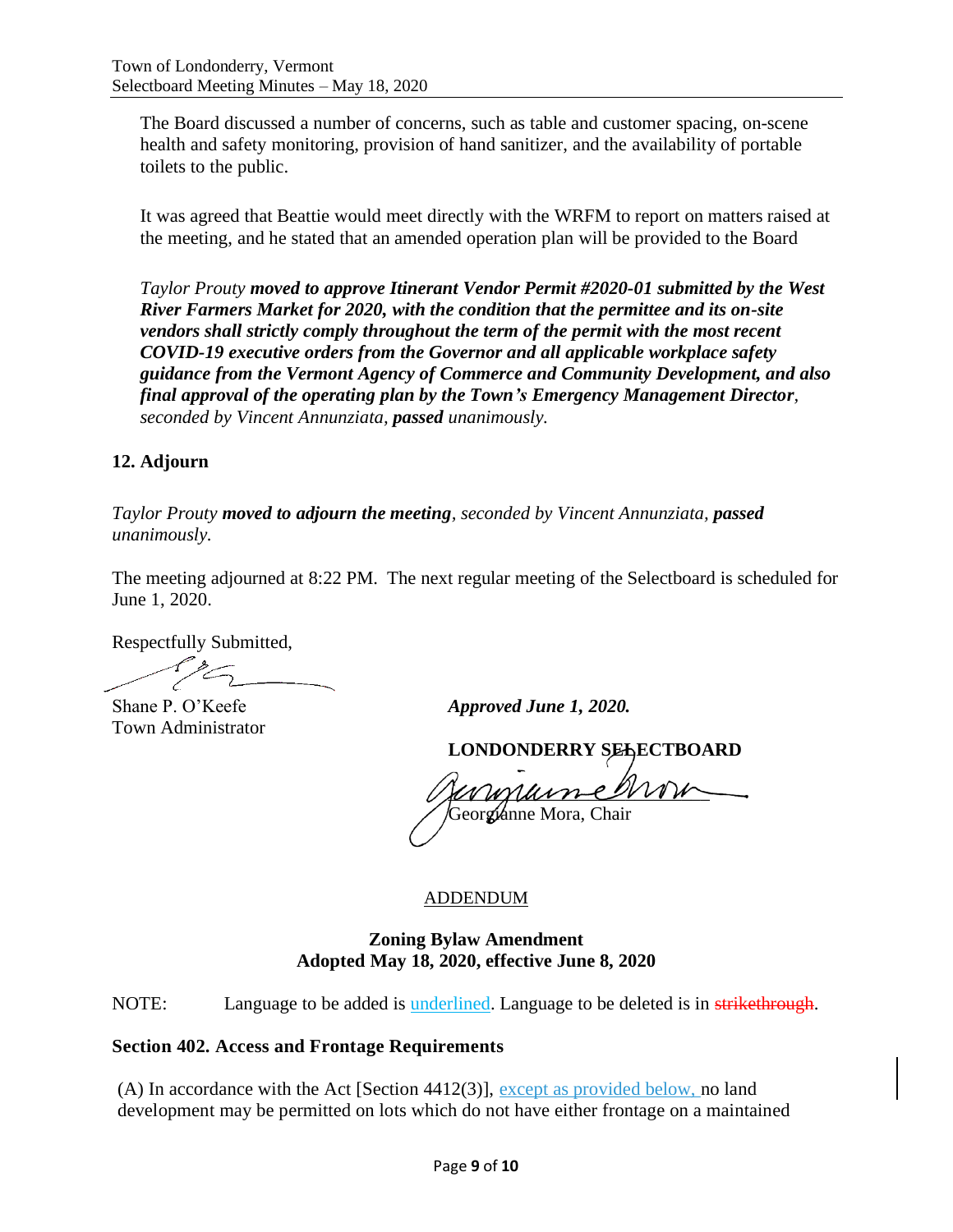The Board discussed a number of concerns, such as table and customer spacing, on-scene health and safety monitoring, provision of hand sanitizer, and the availability of portable toilets to the public.

It was agreed that Beattie would meet directly with the WRFM to report on matters raised at the meeting, and he stated that an amended operation plan will be provided to the Board

*Taylor Prouty* ***moved to approve Itinerant Vendor Permit #2020-01 submitted by the West River Farmers Market for 2020, with the condition that the permittee and its on-site vendors shall strictly comply throughout the term of the permit with the most recent COVID-19 executive orders from the Governor and all applicable workplace safety guidance from the Vermont Agency of Commerce and Community Development, and also final approval of the operating plan by the Town's Emergency Management Director****, seconded by Vincent Annunziata,* ***passed*** *unanimously.*

### 12. Adjourn

*Taylor Prouty* ***moved to adjourn the meeting****, seconded by Vincent Annunziata,* ***passed*** *unanimously.*

The meeting adjourned at 8:22 PM. The next regular meeting of the Selectboard is scheduled for June 1, 2020.

Respectfully Submitted,

Shane P. O'Keefe
Town Administrator

***Approved June 1, 2020.***

**LONDONDERRY SELECTBOARD**

Georgianne Mora, Chair

ADDENDUM

**Zoning Bylaw Amendment**
**Adopted May 18, 2020, effective June 8, 2020**

NOTE: Language to be added is underlined. Language to be deleted is in ~~strikethrough~~.

### Section 402. Access and Frontage Requirements

(A) In accordance with the Act [Section 4412(3)], <u>except as provided below,</u> no land development may be permitted on lots which do not have either frontage on a maintained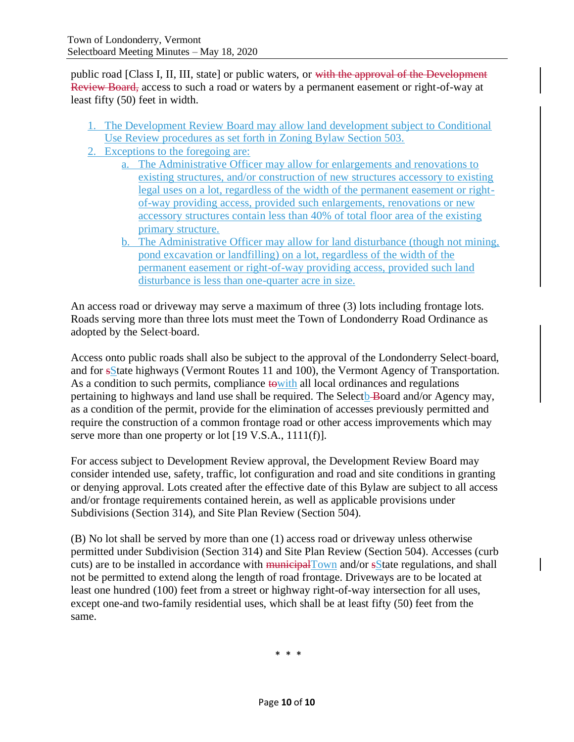public road [Class I, II, III, state] or public waters, or ~~with the approval of the Development Review Board,~~ access to such a road or waters by a permanent easement or right-of-way at least fifty (50) feet in width.

1. The Development Review Board may allow land development subject to Conditional Use Review procedures as set forth in Zoning Bylaw Section 503.
2. Exceptions to the foregoing are:
   a. The Administrative Officer may allow for enlargements and renovations to existing structures, and/or construction of new structures accessory to existing legal uses on a lot, regardless of the width of the permanent easement or right-of-way providing access, provided such enlargements, renovations or new accessory structures contain less than 40% of total floor area of the existing primary structure.
   b. The Administrative Officer may allow for land disturbance (though not mining, pond excavation or landfilling) on a lot, regardless of the width of the permanent easement or right-of-way providing access, provided such land disturbance is less than one-quarter acre in size.

An access road or driveway may serve a maximum of three (3) lots including frontage lots. Roads serving more than three lots must meet the Town of Londonderry Road Ordinance as adopted by the Select~~-~~board.

Access onto public roads shall also be subject to the approval of the Londonderry Select~~-~~board, and for ~~s~~State highways (Vermont Routes 11 and 100), the Vermont Agency of Transportation. As a condition to such permits, compliance ~~to~~with all local ordinances and regulations pertaining to highways and land use shall be required. The Selectb~~-B~~oard and/or Agency may, as a condition of the permit, provide for the elimination of accesses previously permitted and require the construction of a common frontage road or other access improvements which may serve more than one property or lot [19 V.S.A., 1111(f)].

For access subject to Development Review approval, the Development Review Board may consider intended use, safety, traffic, lot configuration and road and site conditions in granting or denying approval. Lots created after the effective date of this Bylaw are subject to all access and/or frontage requirements contained herein, as well as applicable provisions under Subdivisions (Section 314), and Site Plan Review (Section 504).

(B) No lot shall be served by more than one (1) access road or driveway unless otherwise permitted under Subdivision (Section 314) and Site Plan Review (Section 504). Accesses (curb cuts) are to be installed in accordance with ~~municipal~~Town and/or ~~s~~State regulations, and shall not be permitted to extend along the length of road frontage. Driveways are to be located at least one hundred (100) feet from a street or highway right-of-way intersection for all uses, except one-and two-family residential uses, which shall be at least fifty (50) feet from the same.

\* \* \*